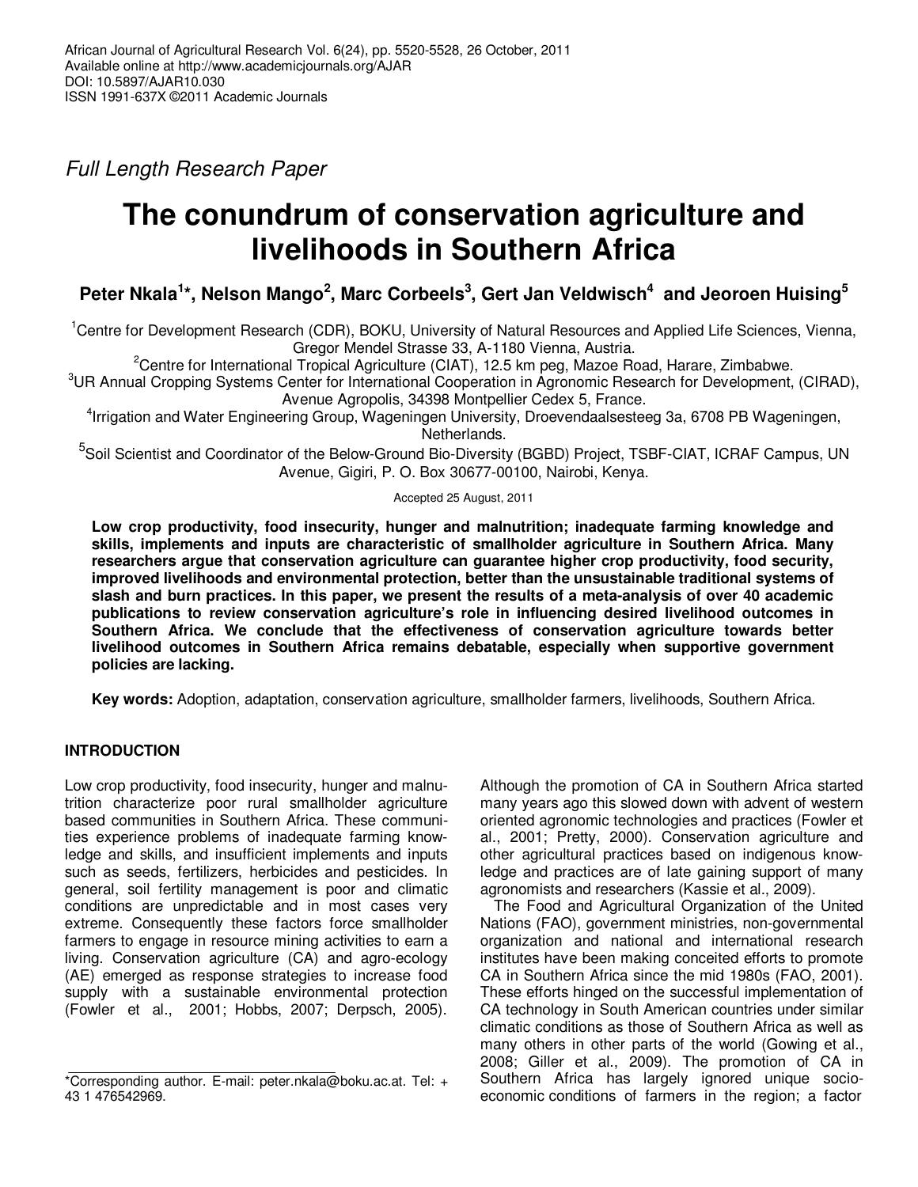*Full Length Research Paper*

# The conundrum of conservation agriculture and livelihoods in Southern Africa

**Peter Nkala[1]*, Nelson Mango[2], Marc Corbeels[3], Gert Jan Veldwisch[4] and Jeoroen Huising[5]**

[1]Centre for Development Research (CDR), BOKU, University of Natural Resources and Applied Life Sciences, Vienna, Gregor Mendel Strasse 33, A-1180 Vienna, Austria.

[2]Centre for International Tropical Agriculture (CIAT), 12.5 km peg, Mazoe Road, Harare, Zimbabwe.

[3]UR Annual Cropping Systems Center for International Cooperation in Agronomic Research for Development, (CIRAD), Avenue Agropolis, 34398 Montpellier Cedex 5, France.

[4]Irrigation and Water Engineering Group, Wageningen University, Droevendaalsesteeg 3a, 6708 PB Wageningen, Netherlands.

[5]Soil Scientist and Coordinator of the Below-Ground Bio-Diversity (BGBD) Project, TSBF-CIAT, ICRAF Campus, UN Avenue, Gigiri, P. O. Box 30677-00100, Nairobi, Kenya.

Accepted 25 August, 2011

**Low crop productivity, food insecurity, hunger and malnutrition; inadequate farming knowledge and skills, implements and inputs are characteristic of smallholder agriculture in Southern Africa. Many researchers argue that conservation agriculture can guarantee higher crop productivity, food security, improved livelihoods and environmental protection, better than the unsustainable traditional systems of slash and burn practices. In this paper, we present the results of a meta-analysis of over 40 academic publications to review conservation agriculture's role in influencing desired livelihood outcomes in Southern Africa. We conclude that the effectiveness of conservation agriculture towards better livelihood outcomes in Southern Africa remains debatable, especially when supportive government policies are lacking.**

**Key words:** Adoption, adaptation, conservation agriculture, smallholder farmers, livelihoods, Southern Africa.

## INTRODUCTION

Low crop productivity, food insecurity, hunger and malnutrition characterize poor rural smallholder agriculture based communities in Southern Africa. These communities experience problems of inadequate farming knowledge and skills, and insufficient implements and inputs such as seeds, fertilizers, herbicides and pesticides. In general, soil fertility management is poor and climatic conditions are unpredictable and in most cases very extreme. Consequently these factors force smallholder farmers to engage in resource mining activities to earn a living. Conservation agriculture (CA) and agro-ecology (AE) emerged as response strategies to increase food supply with a sustainable environmental protection (Fowler et al., 2001; Hobbs, 2007; Derpsch, 2005).

Although the promotion of CA in Southern Africa started many years ago this slowed down with advent of western oriented agronomic technologies and practices (Fowler et al., 2001; Pretty, 2000). Conservation agriculture and other agricultural practices based on indigenous knowledge and practices are of late gaining support of many agronomists and researchers (Kassie et al., 2009).

The Food and Agricultural Organization of the United Nations (FAO), government ministries, non-governmental organization and national and international research institutes have been making conceited efforts to promote CA in Southern Africa since the mid 1980s (FAO, 2001). These efforts hinged on the successful implementation of CA technology in South American countries under similar climatic conditions as those of Southern Africa as well as many others in other parts of the world (Gowing et al., 2008; Giller et al., 2009). The promotion of CA in Southern Africa has largely ignored unique socio-economic conditions of farmers in the region; a factor

*Corresponding author. E-mail: peter.nkala@boku.ac.at. Tel: + 43 1 476542969.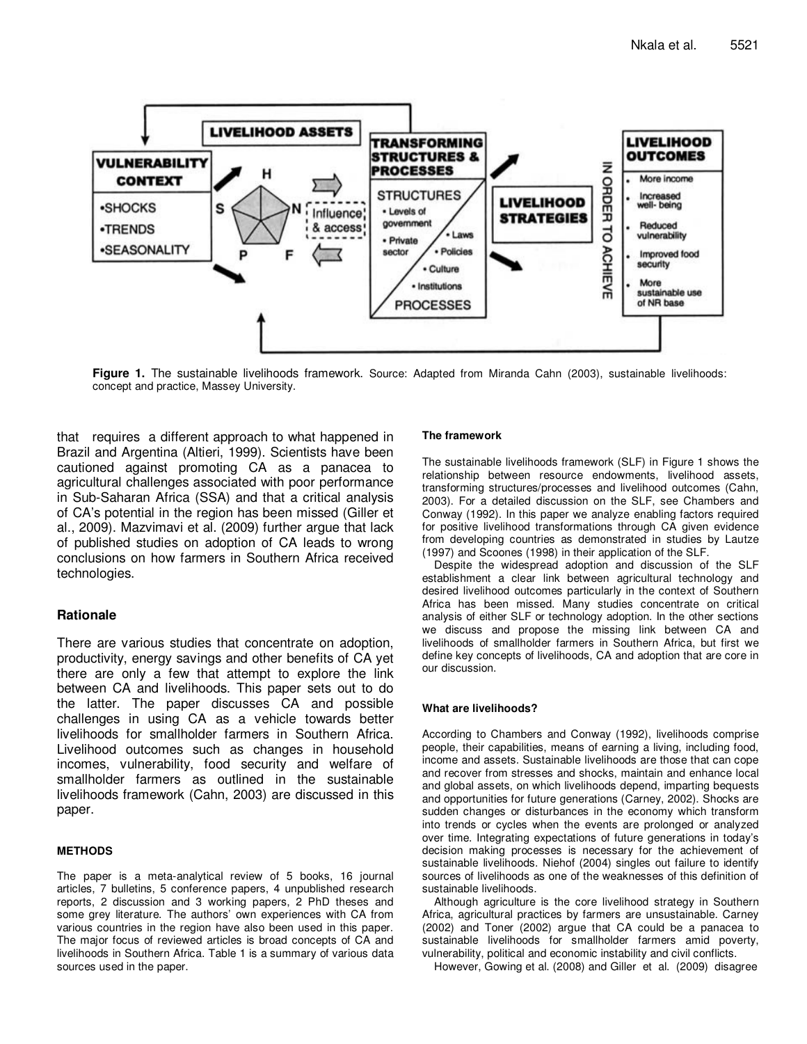**Figure 1.** The sustainable livelihoods framework. Source: Adapted from Miranda Cahn (2003), sustainable livelihoods: concept and practice, Massey University.

that requires a different approach to what happened in Brazil and Argentina (Altieri, 1999). Scientists have been cautioned against promoting CA as a panacea to agricultural challenges associated with poor performance in Sub-Saharan Africa (SSA) and that a critical analysis of CA's potential in the region has been missed (Giller et al., 2009). Mazvimavi et al. (2009) further argue that lack of published studies on adoption of CA leads to wrong conclusions on how farmers in Southern Africa received technologies.

## Rationale

There are various studies that concentrate on adoption, productivity, energy savings and other benefits of CA yet there are only a few that attempt to explore the link between CA and livelihoods. This paper sets out to do the latter. The paper discusses CA and possible challenges in using CA as a vehicle towards better livelihoods for smallholder farmers in Southern Africa. Livelihood outcomes such as changes in household incomes, vulnerability, food security and welfare of smallholder farmers as outlined in the sustainable livelihoods framework (Cahn, 2003) are discussed in this paper.

## METHODS

The paper is a meta-analytical review of 5 books, 16 journal articles, 7 bulletins, 5 conference papers, 4 unpublished research reports, 2 discussion and 3 working papers, 2 PhD theses and some grey literature. The authors' own experiences with CA from various countries in the region have also been used in this paper. The major focus of reviewed articles is broad concepts of CA and livelihoods in Southern Africa. Table 1 is a summary of various data sources used in the paper.

### The framework

The sustainable livelihoods framework (SLF) in Figure 1 shows the relationship between resource endowments, livelihood assets, transforming structures/processes and livelihood outcomes (Cahn, 2003). For a detailed discussion on the SLF, see Chambers and Conway (1992). In this paper we analyze enabling factors required for positive livelihood transformations through CA given evidence from developing countries as demonstrated in studies by Lautze (1997) and Scoones (1998) in their application of the SLF.

Despite the widespread adoption and discussion of the SLF establishment a clear link between agricultural technology and desired livelihood outcomes particularly in the context of Southern Africa has been missed. Many studies concentrate on critical analysis of either SLF or technology adoption. In the other sections we discuss and propose the missing link between CA and livelihoods of smallholder farmers in Southern Africa, but first we define key concepts of livelihoods, CA and adoption that are core in our discussion.

### What are livelihoods?

According to Chambers and Conway (1992), livelihoods comprise people, their capabilities, means of earning a living, including food, income and assets. Sustainable livelihoods are those that can cope and recover from stresses and shocks, maintain and enhance local and global assets, on which livelihoods depend, imparting bequests and opportunities for future generations (Carney, 2002). Shocks are sudden changes or disturbances in the economy which transform into trends or cycles when the events are prolonged or analyzed over time. Integrating expectations of future generations in today's decision making processes is necessary for the achievement of sustainable livelihoods. Niehof (2004) singles out failure to identify sources of livelihoods as one of the weaknesses of this definition of sustainable livelihoods.

Although agriculture is the core livelihood strategy in Southern Africa, agricultural practices by farmers are unsustainable. Carney (2002) and Toner (2002) argue that CA could be a panacea to sustainable livelihoods for smallholder farmers amid poverty, vulnerability, political and economic instability and civil conflicts.

However, Gowing et al. (2008) and Giller et al. (2009) disagree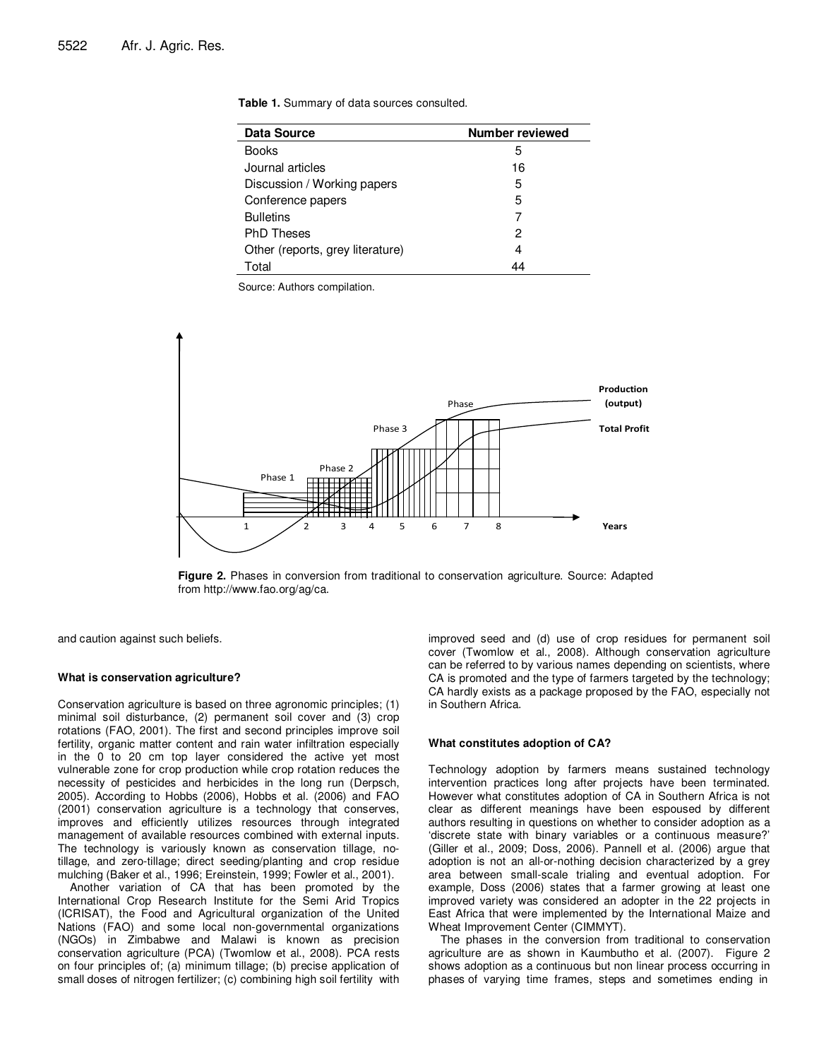**Table 1.** Summary of data sources consulted.

| Data Source | Number reviewed |
|---|---|
| Books | 5 |
| Journal articles | 16 |
| Discussion / Working papers | 5 |
| Conference papers | 5 |
| Bulletins | 7 |
| PhD Theses | 2 |
| Other (reports, grey literature) | 4 |
| Total | 44 |

Source: Authors compilation.

**Figure 2.** Phases in conversion from traditional to conservation agriculture. Source: Adapted from http://www.fao.org/ag/ca.

and caution against such beliefs.

### What is conservation agriculture?

Conservation agriculture is based on three agronomic principles; (1) minimal soil disturbance, (2) permanent soil cover and (3) crop rotations (FAO, 2001). The first and second principles improve soil fertility, organic matter content and rain water infiltration especially in the 0 to 20 cm top layer considered the active yet most vulnerable zone for crop production while crop rotation reduces the necessity of pesticides and herbicides in the long run (Derpsch, 2005). According to Hobbs (2006), Hobbs et al. (2006) and FAO (2001) conservation agriculture is a technology that conserves, improves and efficiently utilizes resources through integrated management of available resources combined with external inputs. The technology is variously known as conservation tillage, no-tillage, and zero-tillage; direct seeding/planting and crop residue mulching (Baker et al., 1996; Ereinstein, 1999; Fowler et al., 2001).

Another variation of CA that has been promoted by the International Crop Research Institute for the Semi Arid Tropics (ICRISAT), the Food and Agricultural organization of the United Nations (FAO) and some local non-governmental organizations (NGOs) in Zimbabwe and Malawi is known as precision conservation agriculture (PCA) (Twomlow et al., 2008). PCA rests on four principles of; (a) minimum tillage; (b) precise application of small doses of nitrogen fertilizer; (c) combining high soil fertility with improved seed and (d) use of crop residues for permanent soil cover (Twomlow et al., 2008). Although conservation agriculture can be referred to by various names depending on scientists, where CA is promoted and the type of farmers targeted by the technology; CA hardly exists as a package proposed by the FAO, especially not in Southern Africa.

### What constitutes adoption of CA?

Technology adoption by farmers means sustained technology intervention practices long after projects have been terminated. However what constitutes adoption of CA in Southern Africa is not clear as different meanings have been espoused by different authors resulting in questions on whether to consider adoption as a 'discrete state with binary variables or a continuous measure?' (Giller et al., 2009; Doss, 2006). Pannell et al. (2006) argue that adoption is not an all-or-nothing decision characterized by a grey area between small-scale trialing and eventual adoption. For example, Doss (2006) states that a farmer growing at least one improved variety was considered an adopter in the 22 projects in East Africa that were implemented by the International Maize and Wheat Improvement Center (CIMMYT).

The phases in the conversion from traditional to conservation agriculture are as shown in Kaumbutho et al. (2007). Figure 2 shows adoption as a continuous but non linear process occurring in phases of varying time frames, steps and sometimes ending in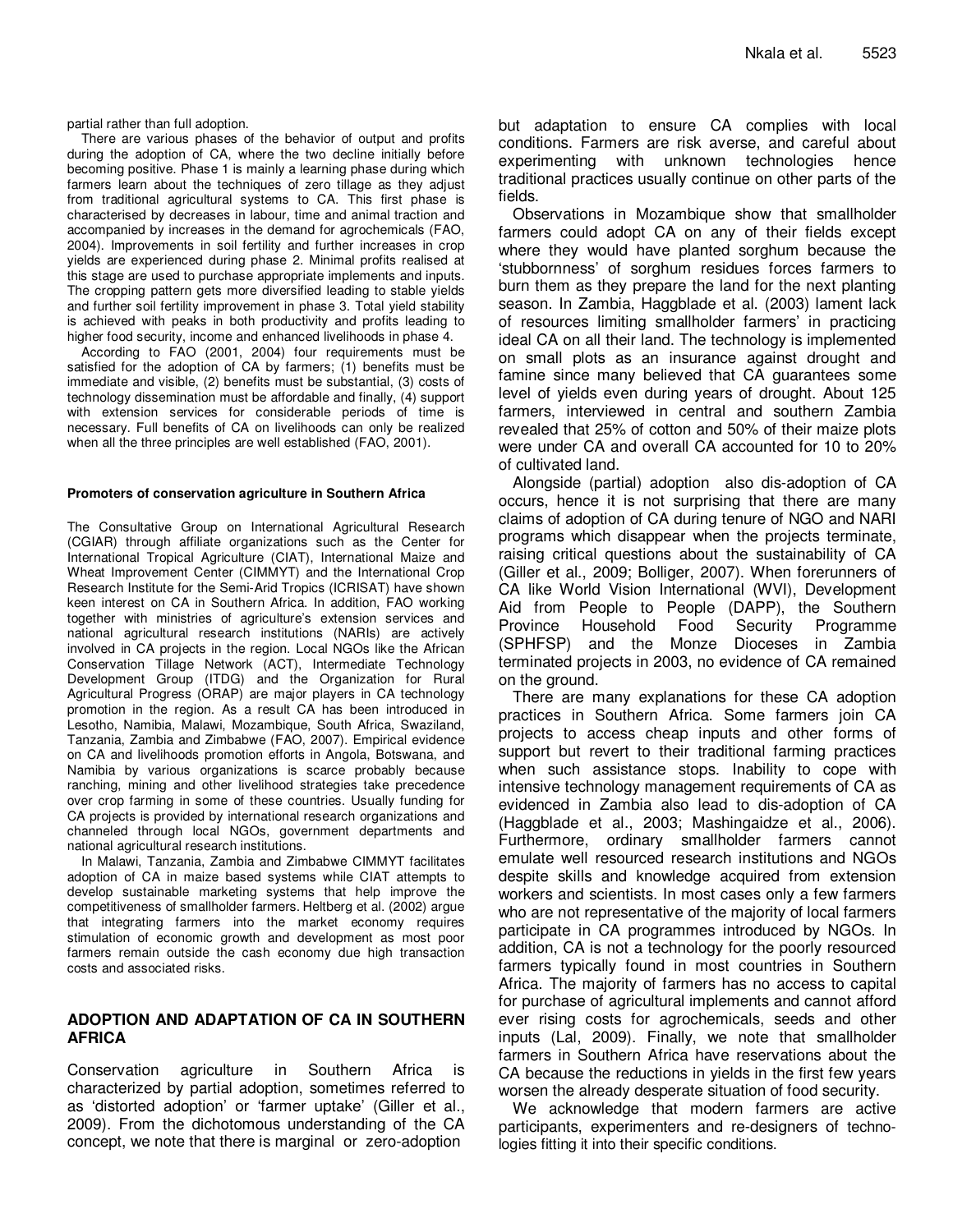partial rather than full adoption.

There are various phases of the behavior of output and profits during the adoption of CA, where the two decline initially before becoming positive. Phase 1 is mainly a learning phase during which farmers learn about the techniques of zero tillage as they adjust from traditional agricultural systems to CA. This first phase is characterised by decreases in labour, time and animal traction and accompanied by increases in the demand for agrochemicals (FAO, 2004). Improvements in soil fertility and further increases in crop yields are experienced during phase 2. Minimal profits realised at this stage are used to purchase appropriate implements and inputs. The cropping pattern gets more diversified leading to stable yields and further soil fertility improvement in phase 3. Total yield stability is achieved with peaks in both productivity and profits leading to higher food security, income and enhanced livelihoods in phase 4.

According to FAO (2001, 2004) four requirements must be satisfied for the adoption of CA by farmers; (1) benefits must be immediate and visible, (2) benefits must be substantial, (3) costs of technology dissemination must be affordable and finally, (4) support with extension services for considerable periods of time is necessary. Full benefits of CA on livelihoods can only be realized when all the three principles are well established (FAO, 2001).

#### Promoters of conservation agriculture in Southern Africa

The Consultative Group on International Agricultural Research (CGIAR) through affiliate organizations such as the Center for International Tropical Agriculture (CIAT), International Maize and Wheat Improvement Center (CIMMYT) and the International Crop Research Institute for the Semi-Arid Tropics (ICRISAT) have shown keen interest on CA in Southern Africa. In addition, FAO working together with ministries of agriculture's extension services and national agricultural research institutions (NARIs) are actively involved in CA projects in the region. Local NGOs like the African Conservation Tillage Network (ACT), Intermediate Technology Development Group (ITDG) and the Organization for Rural Agricultural Progress (ORAP) are major players in CA technology promotion in the region. As a result CA has been introduced in Lesotho, Namibia, Malawi, Mozambique, South Africa, Swaziland, Tanzania, Zambia and Zimbabwe (FAO, 2007). Empirical evidence on CA and livelihoods promotion efforts in Angola, Botswana, and Namibia by various organizations is scarce probably because ranching, mining and other livelihood strategies take precedence over crop farming in some of these countries. Usually funding for CA projects is provided by international research organizations and channeled through local NGOs, government departments and national agricultural research institutions.

In Malawi, Tanzania, Zambia and Zimbabwe CIMMYT facilitates adoption of CA in maize based systems while CIAT attempts to develop sustainable marketing systems that help improve the competitiveness of smallholder farmers. Heltberg et al. (2002) argue that integrating farmers into the market economy requires stimulation of economic growth and development as most poor farmers remain outside the cash economy due high transaction costs and associated risks.

## ADOPTION AND ADAPTATION OF CA IN SOUTHERN AFRICA

Conservation agriculture in Southern Africa is characterized by partial adoption, sometimes referred to as 'distorted adoption' or 'farmer uptake' (Giller et al., 2009). From the dichotomous understanding of the CA concept, we note that there is marginal or zero-adoption but adaptation to ensure CA complies with local conditions. Farmers are risk averse, and careful about experimenting with unknown technologies hence traditional practices usually continue on other parts of the fields.

Observations in Mozambique show that smallholder farmers could adopt CA on any of their fields except where they would have planted sorghum because the 'stubbornness' of sorghum residues forces farmers to burn them as they prepare the land for the next planting season. In Zambia, Haggblade et al. (2003) lament lack of resources limiting smallholder farmers' in practicing ideal CA on all their land. The technology is implemented on small plots as an insurance against drought and famine since many believed that CA guarantees some level of yields even during years of drought. About 125 farmers, interviewed in central and southern Zambia revealed that 25% of cotton and 50% of their maize plots were under CA and overall CA accounted for 10 to 20% of cultivated land.

Alongside (partial) adoption also dis-adoption of CA occurs, hence it is not surprising that there are many claims of adoption of CA during tenure of NGO and NARI programs which disappear when the projects terminate, raising critical questions about the sustainability of CA (Giller et al., 2009; Bolliger, 2007). When forerunners of CA like World Vision International (WVI), Development Aid from People to People (DAPP), the Southern Province Household Food Security Programme (SPHFSP) and the Monze Dioceses in Zambia terminated projects in 2003, no evidence of CA remained on the ground.

There are many explanations for these CA adoption practices in Southern Africa. Some farmers join CA projects to access cheap inputs and other forms of support but revert to their traditional farming practices when such assistance stops. Inability to cope with intensive technology management requirements of CA as evidenced in Zambia also lead to dis-adoption of CA (Haggblade et al., 2003; Mashingaidze et al., 2006). Furthermore, ordinary smallholder farmers cannot emulate well resourced research institutions and NGOs despite skills and knowledge acquired from extension workers and scientists. In most cases only a few farmers who are not representative of the majority of local farmers participate in CA programmes introduced by NGOs. In addition, CA is not a technology for the poorly resourced farmers typically found in most countries in Southern Africa. The majority of farmers has no access to capital for purchase of agricultural implements and cannot afford ever rising costs for agrochemicals, seeds and other inputs (Lal, 2009). Finally, we note that smallholder farmers in Southern Africa have reservations about the CA because the reductions in yields in the first few years worsen the already desperate situation of food security.

We acknowledge that modern farmers are active participants, experimenters and re-designers of technologies fitting it into their specific conditions.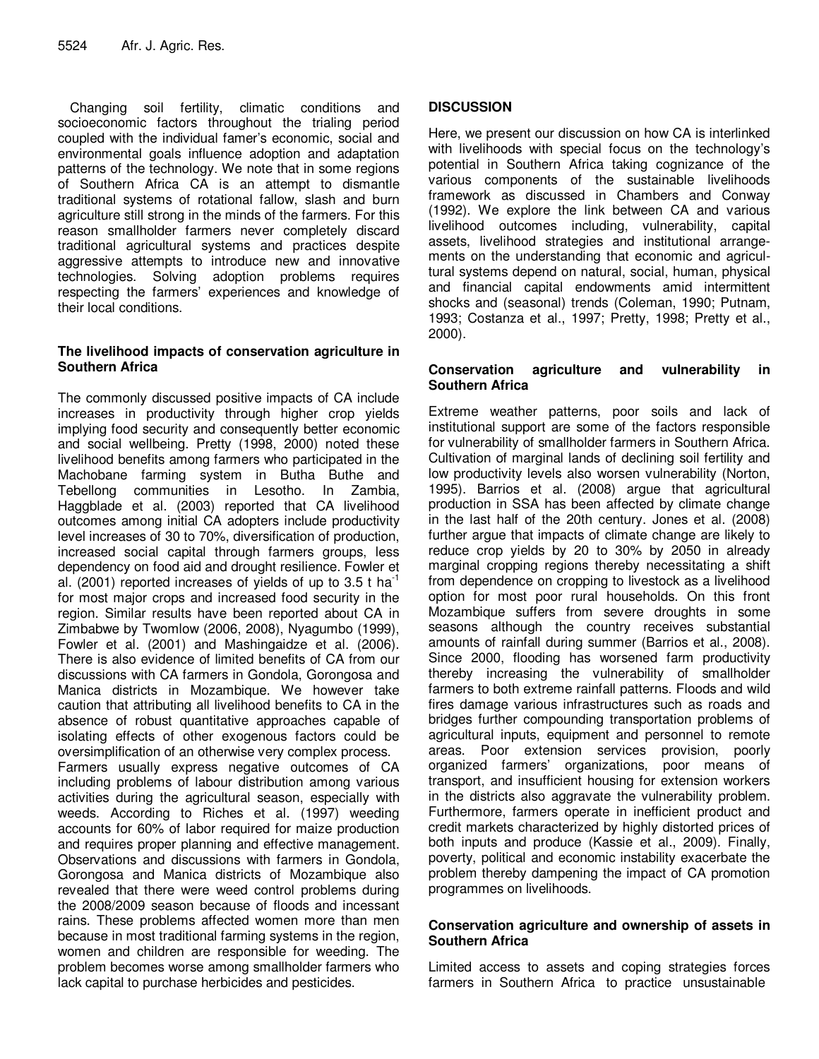Changing soil fertility, climatic conditions and socioeconomic factors throughout the trialing period coupled with the individual famer's economic, social and environmental goals influence adoption and adaptation patterns of the technology. We note that in some regions of Southern Africa CA is an attempt to dismantle traditional systems of rotational fallow, slash and burn agriculture still strong in the minds of the farmers. For this reason smallholder farmers never completely discard traditional agricultural systems and practices despite aggressive attempts to introduce new and innovative technologies. Solving adoption problems requires respecting the farmers' experiences and knowledge of their local conditions.

### The livelihood impacts of conservation agriculture in Southern Africa

The commonly discussed positive impacts of CA include increases in productivity through higher crop yields implying food security and consequently better economic and social wellbeing. Pretty (1998, 2000) noted these livelihood benefits among farmers who participated in the Machobane farming system in Butha Buthe and Tebellong communities in Lesotho. In Zambia, Haggblade et al. (2003) reported that CA livelihood outcomes among initial CA adopters include productivity level increases of 30 to 70%, diversification of production, increased social capital through farmers groups, less dependency on food aid and drought resilience. Fowler et al. (2001) reported increases of yields of up to 3.5 t ha$^{-1}$ for most major crops and increased food security in the region. Similar results have been reported about CA in Zimbabwe by Twomlow (2006, 2008), Nyagumbo (1999), Fowler et al. (2001) and Mashingaidze et al. (2006). There is also evidence of limited benefits of CA from our discussions with CA farmers in Gondola, Gorongosa and Manica districts in Mozambique. We however take caution that attributing all livelihood benefits to CA in the absence of robust quantitative approaches capable of isolating effects of other exogenous factors could be oversimplification of an otherwise very complex process.

Farmers usually express negative outcomes of CA including problems of labour distribution among various activities during the agricultural season, especially with weeds. According to Riches et al. (1997) weeding accounts for 60% of labor required for maize production and requires proper planning and effective management. Observations and discussions with farmers in Gondola, Gorongosa and Manica districts of Mozambique also revealed that there were weed control problems during the 2008/2009 season because of floods and incessant rains. These problems affected women more than men because in most traditional farming systems in the region, women and children are responsible for weeding. The problem becomes worse among smallholder farmers who lack capital to purchase herbicides and pesticides.

## DISCUSSION

Here, we present our discussion on how CA is interlinked with livelihoods with special focus on the technology's potential in Southern Africa taking cognizance of the various components of the sustainable livelihoods framework as discussed in Chambers and Conway (1992). We explore the link between CA and various livelihood outcomes including, vulnerability, capital assets, livelihood strategies and institutional arrangements on the understanding that economic and agricultural systems depend on natural, social, human, physical and financial capital endowments amid intermittent shocks and (seasonal) trends (Coleman, 1990; Putnam, 1993; Costanza et al., 1997; Pretty, 1998; Pretty et al., 2000).

### Conservation agriculture and vulnerability in Southern Africa

Extreme weather patterns, poor soils and lack of institutional support are some of the factors responsible for vulnerability of smallholder farmers in Southern Africa. Cultivation of marginal lands of declining soil fertility and low productivity levels also worsen vulnerability (Norton, 1995). Barrios et al. (2008) argue that agricultural production in SSA has been affected by climate change in the last half of the 20th century. Jones et al. (2008) further argue that impacts of climate change are likely to reduce crop yields by 20 to 30% by 2050 in already marginal cropping regions thereby necessitating a shift from dependence on cropping to livestock as a livelihood option for most poor rural households. On this front Mozambique suffers from severe droughts in some seasons although the country receives substantial amounts of rainfall during summer (Barrios et al., 2008). Since 2000, flooding has worsened farm productivity thereby increasing the vulnerability of smallholder farmers to both extreme rainfall patterns. Floods and wild fires damage various infrastructures such as roads and bridges further compounding transportation problems of agricultural inputs, equipment and personnel to remote areas. Poor extension services provision, poorly organized farmers' organizations, poor means of transport, and insufficient housing for extension workers in the districts also aggravate the vulnerability problem. Furthermore, farmers operate in inefficient product and credit markets characterized by highly distorted prices of both inputs and produce (Kassie et al., 2009). Finally, poverty, political and economic instability exacerbate the problem thereby dampening the impact of CA promotion programmes on livelihoods.

### Conservation agriculture and ownership of assets in Southern Africa

Limited access to assets and coping strategies forces farmers in Southern Africa to practice unsustainable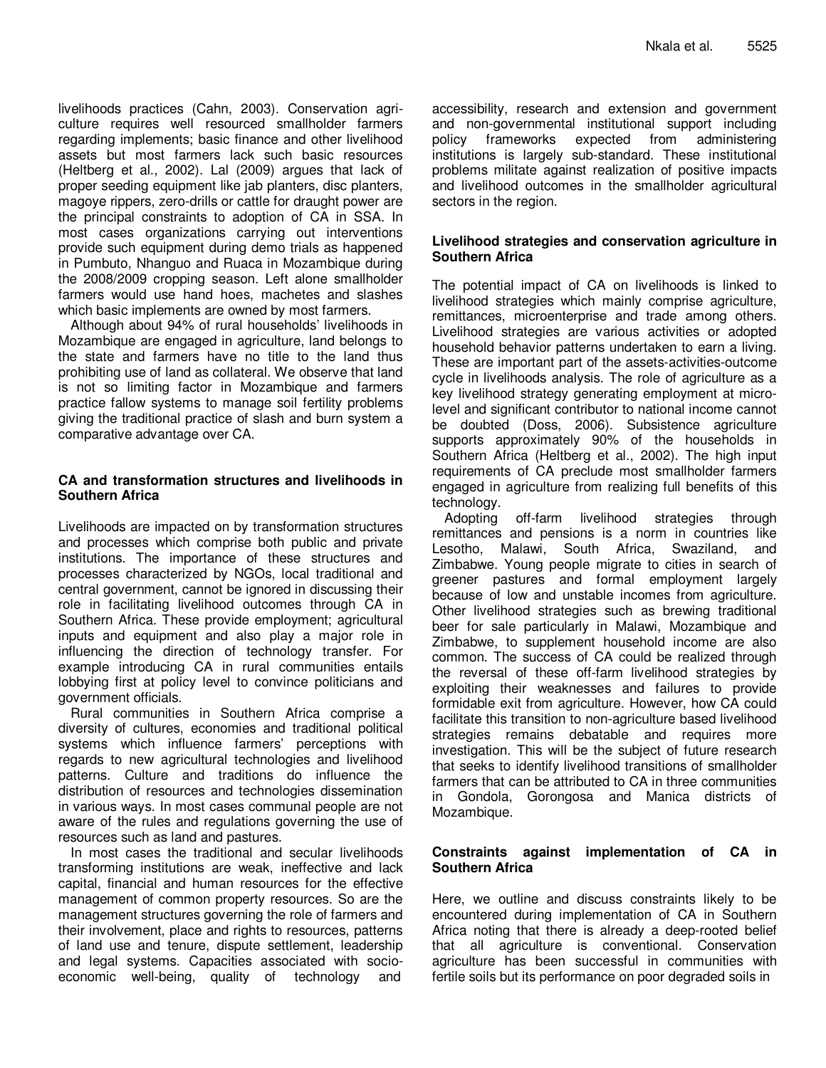livelihoods practices (Cahn, 2003). Conservation agriculture requires well resourced smallholder farmers regarding implements; basic finance and other livelihood assets but most farmers lack such basic resources (Heltberg et al., 2002). Lal (2009) argues that lack of proper seeding equipment like jab planters, disc planters, magoye rippers, zero-drills or cattle for draught power are the principal constraints to adoption of CA in SSA. In most cases organizations carrying out interventions provide such equipment during demo trials as happened in Pumbuto, Nhanguo and Ruaca in Mozambique during the 2008/2009 cropping season. Left alone smallholder farmers would use hand hoes, machetes and slashes which basic implements are owned by most farmers.

Although about 94% of rural households' livelihoods in Mozambique are engaged in agriculture, land belongs to the state and farmers have no title to the land thus prohibiting use of land as collateral. We observe that land is not so limiting factor in Mozambique and farmers practice fallow systems to manage soil fertility problems giving the traditional practice of slash and burn system a comparative advantage over CA.

### CA and transformation structures and livelihoods in Southern Africa

Livelihoods are impacted on by transformation structures and processes which comprise both public and private institutions. The importance of these structures and processes characterized by NGOs, local traditional and central government, cannot be ignored in discussing their role in facilitating livelihood outcomes through CA in Southern Africa. These provide employment; agricultural inputs and equipment and also play a major role in influencing the direction of technology transfer. For example introducing CA in rural communities entails lobbying first at policy level to convince politicians and government officials.

Rural communities in Southern Africa comprise a diversity of cultures, economies and traditional political systems which influence farmers' perceptions with regards to new agricultural technologies and livelihood patterns. Culture and traditions do influence the distribution of resources and technologies dissemination in various ways. In most cases communal people are not aware of the rules and regulations governing the use of resources such as land and pastures.

In most cases the traditional and secular livelihoods transforming institutions are weak, ineffective and lack capital, financial and human resources for the effective management of common property resources. So are the management structures governing the role of farmers and their involvement, place and rights to resources, patterns of land use and tenure, dispute settlement, leadership and legal systems. Capacities associated with socio-economic well-being, quality of technology and accessibility, research and extension and government and non-governmental institutional support including policy frameworks expected from administering institutions is largely sub-standard. These institutional problems militate against realization of positive impacts and livelihood outcomes in the smallholder agricultural sectors in the region.

### Livelihood strategies and conservation agriculture in Southern Africa

The potential impact of CA on livelihoods is linked to livelihood strategies which mainly comprise agriculture, remittances, microenterprise and trade among others. Livelihood strategies are various activities or adopted household behavior patterns undertaken to earn a living. These are important part of the assets-activities-outcome cycle in livelihoods analysis. The role of agriculture as a key livelihood strategy generating employment at micro-level and significant contributor to national income cannot be doubted (Doss, 2006). Subsistence agriculture supports approximately 90% of the households in Southern Africa (Heltberg et al., 2002). The high input requirements of CA preclude most smallholder farmers engaged in agriculture from realizing full benefits of this technology.

Adopting off-farm livelihood strategies through remittances and pensions is a norm in countries like Lesotho, Malawi, South Africa, Swaziland, and Zimbabwe. Young people migrate to cities in search of greener pastures and formal employment largely because of low and unstable incomes from agriculture. Other livelihood strategies such as brewing traditional beer for sale particularly in Malawi, Mozambique and Zimbabwe, to supplement household income are also common. The success of CA could be realized through the reversal of these off-farm livelihood strategies by exploiting their weaknesses and failures to provide formidable exit from agriculture. However, how CA could facilitate this transition to non-agriculture based livelihood strategies remains debatable and requires more investigation. This will be the subject of future research that seeks to identify livelihood transitions of smallholder farmers that can be attributed to CA in three communities in Gondola, Gorongosa and Manica districts of Mozambique.

### Constraints against implementation of CA in Southern Africa

Here, we outline and discuss constraints likely to be encountered during implementation of CA in Southern Africa noting that there is already a deep-rooted belief that all agriculture is conventional. Conservation agriculture has been successful in communities with fertile soils but its performance on poor degraded soils in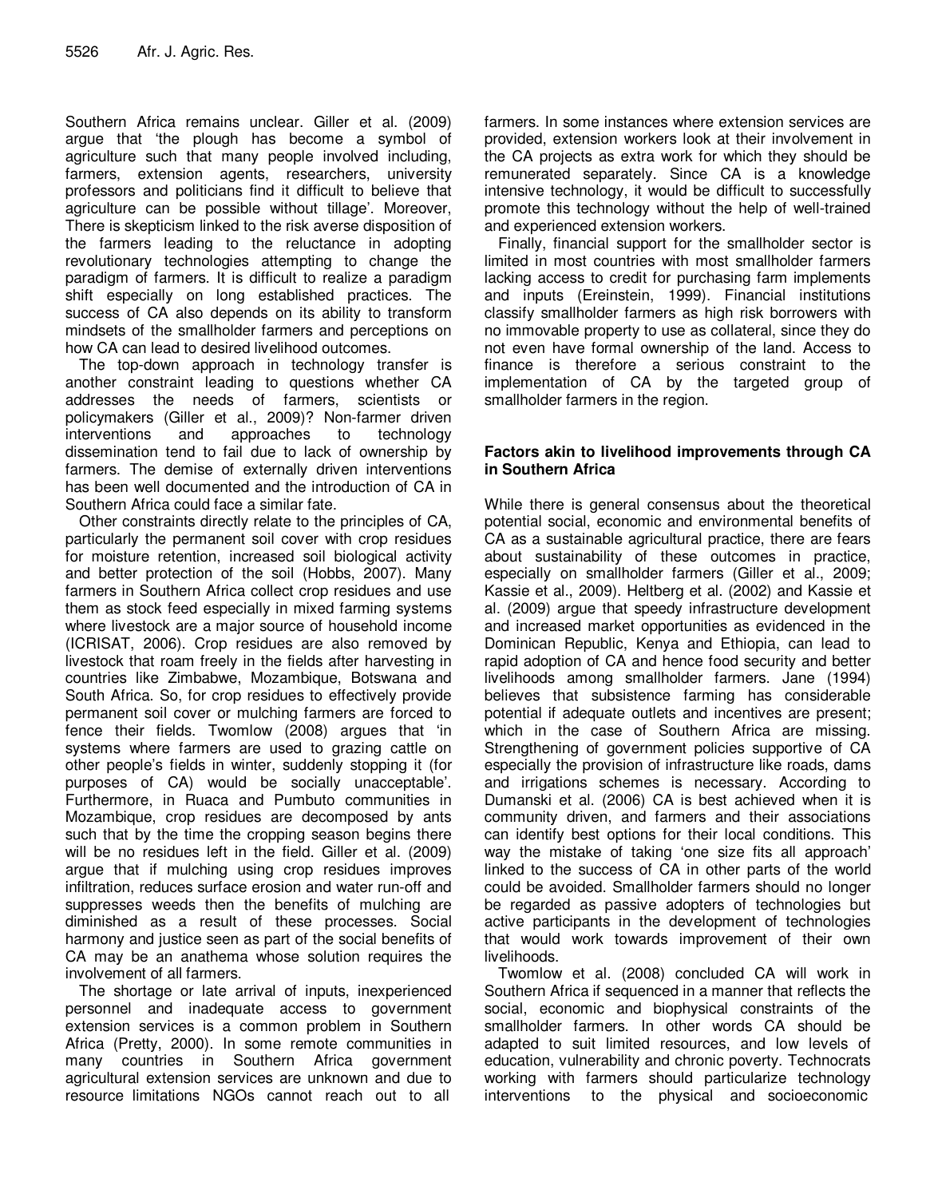Southern Africa remains unclear. Giller et al. (2009) argue that 'the plough has become a symbol of agriculture such that many people involved including, farmers, extension agents, researchers, university professors and politicians find it difficult to believe that agriculture can be possible without tillage'. Moreover, There is skepticism linked to the risk averse disposition of the farmers leading to the reluctance in adopting revolutionary technologies attempting to change the paradigm of farmers. It is difficult to realize a paradigm shift especially on long established practices. The success of CA also depends on its ability to transform mindsets of the smallholder farmers and perceptions on how CA can lead to desired livelihood outcomes.

The top-down approach in technology transfer is another constraint leading to questions whether CA addresses the needs of farmers, scientists or policymakers (Giller et al., 2009)? Non-farmer driven interventions and approaches to technology dissemination tend to fail due to lack of ownership by farmers. The demise of externally driven interventions has been well documented and the introduction of CA in Southern Africa could face a similar fate.

Other constraints directly relate to the principles of CA, particularly the permanent soil cover with crop residues for moisture retention, increased soil biological activity and better protection of the soil (Hobbs, 2007). Many farmers in Southern Africa collect crop residues and use them as stock feed especially in mixed farming systems where livestock are a major source of household income (ICRISAT, 2006). Crop residues are also removed by livestock that roam freely in the fields after harvesting in countries like Zimbabwe, Mozambique, Botswana and South Africa. So, for crop residues to effectively provide permanent soil cover or mulching farmers are forced to fence their fields. Twomlow (2008) argues that 'in systems where farmers are used to grazing cattle on other people's fields in winter, suddenly stopping it (for purposes of CA) would be socially unacceptable'. Furthermore, in Ruaca and Pumbuto communities in Mozambique, crop residues are decomposed by ants such that by the time the cropping season begins there will be no residues left in the field. Giller et al. (2009) argue that if mulching using crop residues improves infiltration, reduces surface erosion and water run-off and suppresses weeds then the benefits of mulching are diminished as a result of these processes. Social harmony and justice seen as part of the social benefits of CA may be an anathema whose solution requires the involvement of all farmers.

The shortage or late arrival of inputs, inexperienced personnel and inadequate access to government extension services is a common problem in Southern Africa (Pretty, 2000). In some remote communities in many countries in Southern Africa government agricultural extension services are unknown and due to resource limitations NGOs cannot reach out to all farmers. In some instances where extension services are provided, extension workers look at their involvement in the CA projects as extra work for which they should be remunerated separately. Since CA is a knowledge intensive technology, it would be difficult to successfully promote this technology without the help of well-trained and experienced extension workers.

Finally, financial support for the smallholder sector is limited in most countries with most smallholder farmers lacking access to credit for purchasing farm implements and inputs (Ereinstein, 1999). Financial institutions classify smallholder farmers as high risk borrowers with no immovable property to use as collateral, since they do not even have formal ownership of the land. Access to finance is therefore a serious constraint to the implementation of CA by the targeted group of smallholder farmers in the region.

## Factors akin to livelihood improvements through CA in Southern Africa

While there is general consensus about the theoretical potential social, economic and environmental benefits of CA as a sustainable agricultural practice, there are fears about sustainability of these outcomes in practice, especially on smallholder farmers (Giller et al., 2009; Kassie et al., 2009). Heltberg et al. (2002) and Kassie et al. (2009) argue that speedy infrastructure development and increased market opportunities as evidenced in the Dominican Republic, Kenya and Ethiopia, can lead to rapid adoption of CA and hence food security and better livelihoods among smallholder farmers. Jane (1994) believes that subsistence farming has considerable potential if adequate outlets and incentives are present; which in the case of Southern Africa are missing. Strengthening of government policies supportive of CA especially the provision of infrastructure like roads, dams and irrigations schemes is necessary. According to Dumanski et al. (2006) CA is best achieved when it is community driven, and farmers and their associations can identify best options for their local conditions. This way the mistake of taking 'one size fits all approach' linked to the success of CA in other parts of the world could be avoided. Smallholder farmers should no longer be regarded as passive adopters of technologies but active participants in the development of technologies that would work towards improvement of their own livelihoods.

Twomlow et al. (2008) concluded CA will work in Southern Africa if sequenced in a manner that reflects the social, economic and biophysical constraints of the smallholder farmers. In other words CA should be adapted to suit limited resources, and low levels of education, vulnerability and chronic poverty. Technocrats working with farmers should particularize technology interventions to the physical and socioeconomic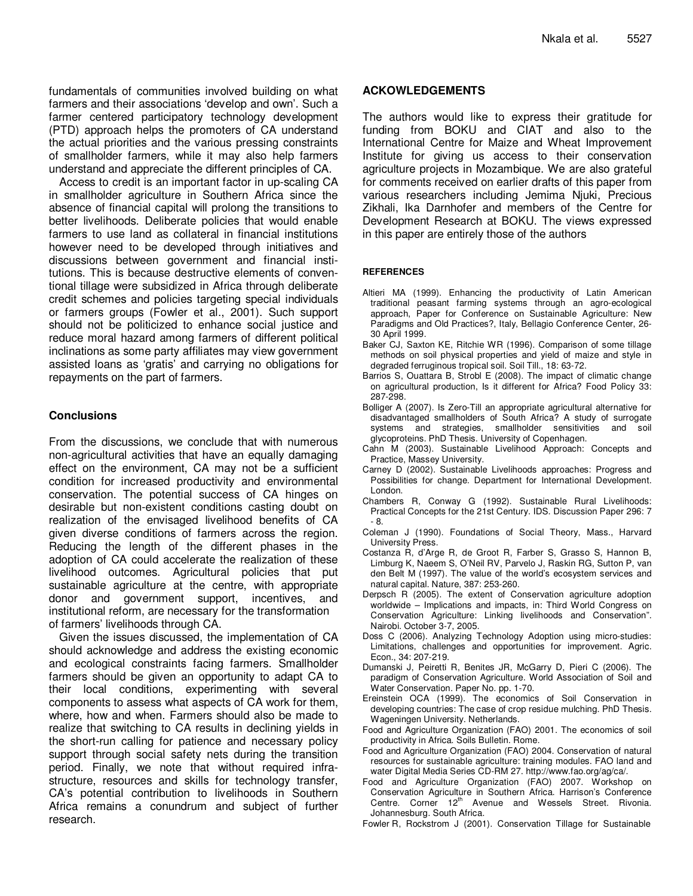fundamentals of communities involved building on what farmers and their associations 'develop and own'. Such a farmer centered participatory technology development (PTD) approach helps the promoters of CA understand the actual priorities and the various pressing constraints of smallholder farmers, while it may also help farmers understand and appreciate the different principles of CA.

Access to credit is an important factor in up-scaling CA in smallholder agriculture in Southern Africa since the absence of financial capital will prolong the transitions to better livelihoods. Deliberate policies that would enable farmers to use land as collateral in financial institutions however need to be developed through initiatives and discussions between government and financial institutions. This is because destructive elements of conventional tillage were subsidized in Africa through deliberate credit schemes and policies targeting special individuals or farmers groups (Fowler et al., 2001). Such support should not be politicized to enhance social justice and reduce moral hazard among farmers of different political inclinations as some party affiliates may view government assisted loans as 'gratis' and carrying no obligations for repayments on the part of farmers.

## Conclusions

From the discussions, we conclude that with numerous non-agricultural activities that have an equally damaging effect on the environment, CA may not be a sufficient condition for increased productivity and environmental conservation. The potential success of CA hinges on desirable but non-existent conditions casting doubt on realization of the envisaged livelihood benefits of CA given diverse conditions of farmers across the region. Reducing the length of the different phases in the adoption of CA could accelerate the realization of these livelihood outcomes. Agricultural policies that put sustainable agriculture at the centre, with appropriate donor and government support, incentives, and institutional reform, are necessary for the transformation of farmers' livelihoods through CA.

Given the issues discussed, the implementation of CA should acknowledge and address the existing economic and ecological constraints facing farmers. Smallholder farmers should be given an opportunity to adapt CA to their local conditions, experimenting with several components to assess what aspects of CA work for them, where, how and when. Farmers should also be made to realize that switching to CA results in declining yields in the short-run calling for patience and necessary policy support through social safety nets during the transition period. Finally, we note that without required infrastructure, resources and skills for technology transfer, CA's potential contribution to livelihoods in Southern Africa remains a conundrum and subject of further research.

## ACKOWLEDGEMENTS

The authors would like to express their gratitude for funding from BOKU and CIAT and also to the International Centre for Maize and Wheat Improvement Institute for giving us access to their conservation agriculture projects in Mozambique. We are also grateful for comments received on earlier drafts of this paper from various researchers including Jemima Njuki, Precious Zikhali, Ika Darnhofer and members of the Centre for Development Research at BOKU. The views expressed in this paper are entirely those of the authors

## REFERENCES

Altieri MA (1999). Enhancing the productivity of Latin American traditional peasant farming systems through an agro-ecological approach, Paper for Conference on Sustainable Agriculture: New Paradigms and Old Practices?, Italy, Bellagio Conference Center, 26-30 April 1999.

Baker CJ, Saxton KE, Ritchie WR (1996). Comparison of some tillage methods on soil physical properties and yield of maize and style in degraded ferruginous tropical soil. Soil Till., 18: 63-72.

Barrios S, Ouattara B, Strobl E (2008). The impact of climatic change on agricultural production, Is it different for Africa? Food Policy 33: 287-298.

Bolliger A (2007). Is Zero-Till an appropriate agricultural alternative for disadvantaged smallholders of South Africa? A study of surrogate systems and strategies, smallholder sensitivities and soil glycoproteins. PhD Thesis. University of Copenhagen.

Cahn M (2003). Sustainable Livelihood Approach: Concepts and Practice, Massey University.

Carney D (2002). Sustainable Livelihoods approaches: Progress and Possibilities for change. Department for International Development. London.

Chambers R, Conway G (1992). Sustainable Rural Livelihoods: Practical Concepts for the 21st Century. IDS. Discussion Paper 296: 7 - 8.

Coleman J (1990). Foundations of Social Theory, Mass., Harvard University Press.

Costanza R, d'Arge R, de Groot R, Farber S, Grasso S, Hannon B, Limburg K, Naeem S, O'Neil RV, Parvelo J, Raskin RG, Sutton P, van den Belt M (1997). The value of the world's ecosystem services and natural capital. Nature, 387: 253-260.

Derpsch R (2005). The extent of Conservation agriculture adoption worldwide – Implications and impacts, in: Third World Congress on Conservation Agriculture: Linking livelihoods and Conservation". Nairobi. October 3-7, 2005.

Doss C (2006). Analyzing Technology Adoption using micro-studies: Limitations, challenges and opportunities for improvement. Agric. Econ., 34: 207-219.

Dumanski J, Peiretti R, Benites JR, McGarry D, Pieri C (2006). The paradigm of Conservation Agriculture. World Association of Soil and Water Conservation. Paper No. pp. 1-70.

Ereinstein OCA (1999). The economics of Soil Conservation in developing countries: The case of crop residue mulching. PhD Thesis. Wageningen University. Netherlands.

Food and Agriculture Organization (FAO) 2001. The economics of soil productivity in Africa. Soils Bulletin. Rome.

Food and Agriculture Organization (FAO) 2004. Conservation of natural resources for sustainable agriculture: training modules. FAO land and water Digital Media Series CD-RM 27. http://www.fao.org/ag/ca/.

Food and Agriculture Organization (FAO) 2007. Workshop on Conservation Agriculture in Southern Africa. Harrison's Conference Centre. Corner 12th Avenue and Wessels Street. Rivonia. Johannesburg. South Africa.

Fowler R, Rockstrom J (2001). Conservation Tillage for Sustainable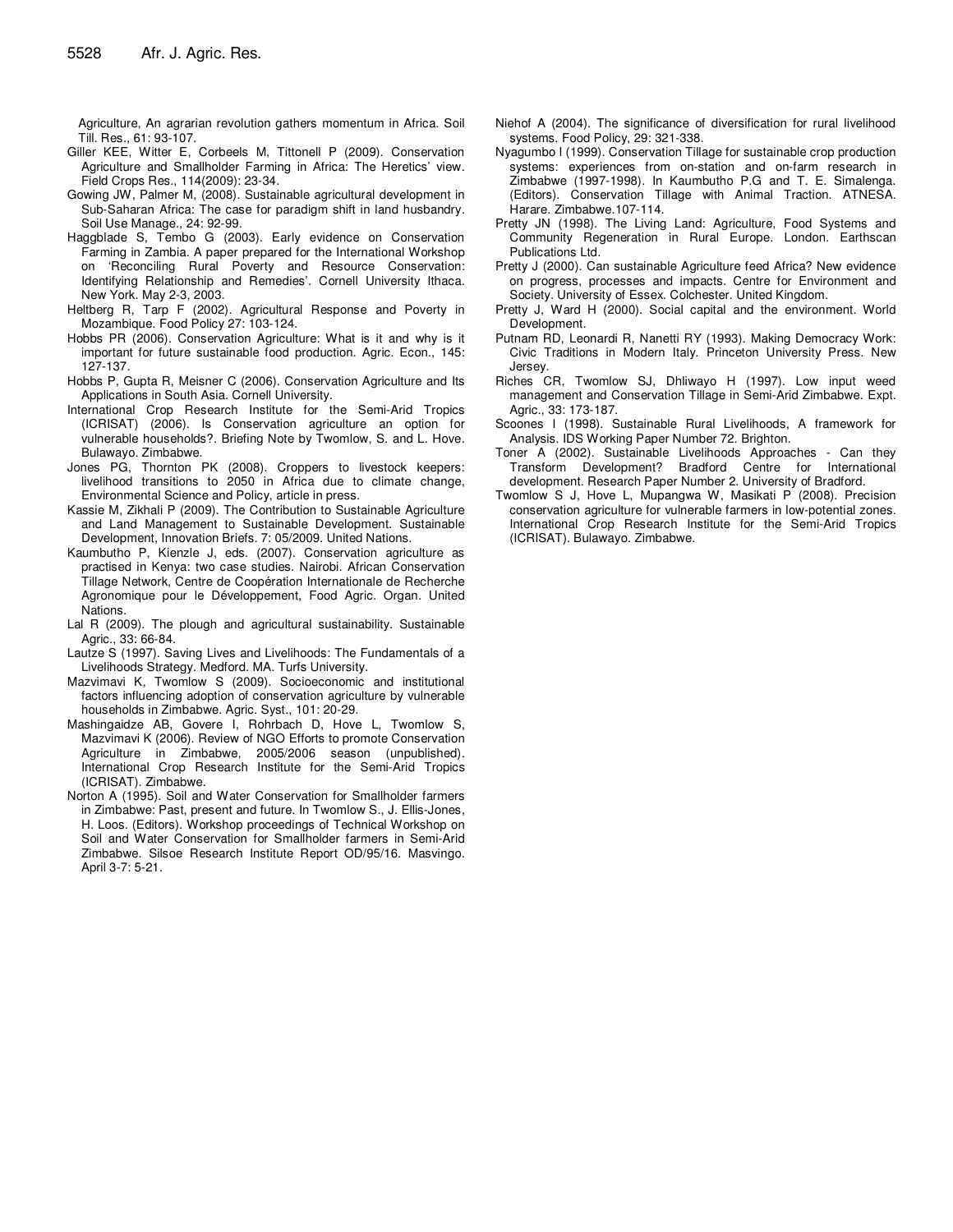Agriculture, An agrarian revolution gathers momentum in Africa. Soil Till. Res., 61: 93-107.

Giller KEE, Witter E, Corbeels M, Tittonell P (2009). Conservation Agriculture and Smallholder Farming in Africa: The Heretics' view. Field Crops Res., 114(2009): 23-34.

Gowing JW, Palmer M, (2008). Sustainable agricultural development in Sub-Saharan Africa: The case for paradigm shift in land husbandry. Soil Use Manage., 24: 92-99.

Haggblade S, Tembo G (2003). Early evidence on Conservation Farming in Zambia. A paper prepared for the International Workshop on 'Reconciling Rural Poverty and Resource Conservation: Identifying Relationship and Remedies'. Cornell University Ithaca. New York. May 2-3, 2003.

Heltberg R, Tarp F (2002). Agricultural Response and Poverty in Mozambique. Food Policy 27: 103-124.

Hobbs PR (2006). Conservation Agriculture: What is it and why is it important for future sustainable food production. Agric. Econ., 145: 127-137.

Hobbs P, Gupta R, Meisner C (2006). Conservation Agriculture and Its Applications in South Asia. Cornell University.

International Crop Research Institute for the Semi-Arid Tropics (ICRISAT) (2006). Is Conservation agriculture an option for vulnerable households?. Briefing Note by Twomlow, S. and L. Hove. Bulawayo. Zimbabwe.

Jones PG, Thornton PK (2008). Croppers to livestock keepers: livelihood transitions to 2050 in Africa due to climate change, Environmental Science and Policy, article in press.

Kassie M, Zikhali P (2009). The Contribution to Sustainable Agriculture and Land Management to Sustainable Development. Sustainable Development, Innovation Briefs. 7: 05/2009. United Nations.

Kaumbutho P, Kienzle J, eds. (2007). Conservation agriculture as practised in Kenya: two case studies. Nairobi. African Conservation Tillage Network, Centre de Coopération Internationale de Recherche Agronomique pour le Développement, Food Agric. Organ. United Nations.

Lal R (2009). The plough and agricultural sustainability. Sustainable Agric., 33: 66-84.

Lautze S (1997). Saving Lives and Livelihoods: The Fundamentals of a Livelihoods Strategy. Medford. MA. Turfs University.

Mazvimavi K, Twomlow S (2009). Socioeconomic and institutional factors influencing adoption of conservation agriculture by vulnerable households in Zimbabwe. Agric. Syst., 101: 20-29.

Mashingaidze AB, Govere I, Rohrbach D, Hove L, Twomlow S, Mazvimavi K (2006). Review of NGO Efforts to promote Conservation Agriculture in Zimbabwe, 2005/2006 season (unpublished). International Crop Research Institute for the Semi-Arid Tropics (ICRISAT). Zimbabwe.

Norton A (1995). Soil and Water Conservation for Smallholder farmers in Zimbabwe: Past, present and future. In Twomlow S., J. Ellis-Jones, H. Loos. (Editors). Workshop proceedings of Technical Workshop on Soil and Water Conservation for Smallholder farmers in Semi-Arid Zimbabwe. Silsoe Research Institute Report OD/95/16. Masvingo. April 3-7: 5-21.

Niehof A (2004). The significance of diversification for rural livelihood systems. Food Policy, 29: 321-338.

Nyagumbo I (1999). Conservation Tillage for sustainable crop production systems: experiences from on-station and on-farm research in Zimbabwe (1997-1998). In Kaumbutho P.G and T. E. Simalenga. (Editors). Conservation Tillage with Animal Traction. ATNESA. Harare. Zimbabwe.107-114.

Pretty JN (1998). The Living Land: Agriculture, Food Systems and Community Regeneration in Rural Europe. London. Earthscan Publications Ltd.

Pretty J (2000). Can sustainable Agriculture feed Africa? New evidence on progress, processes and impacts. Centre for Environment and Society. University of Essex. Colchester. United Kingdom.

Pretty J, Ward H (2000). Social capital and the environment. World Development.

Putnam RD, Leonardi R, Nanetti RY (1993). Making Democracy Work: Civic Traditions in Modern Italy. Princeton University Press. New Jersey.

Riches CR, Twomlow SJ, Dhliwayo H (1997). Low input weed management and Conservation Tillage in Semi-Arid Zimbabwe. Expt. Agric., 33: 173-187.

Scoones I (1998). Sustainable Rural Livelihoods, A framework for Analysis. IDS Working Paper Number 72. Brighton.

Toner A (2002). Sustainable Livelihoods Approaches - Can they Transform Development? Bradford Centre for International development. Research Paper Number 2. University of Bradford.

Twomlow S J, Hove L, Mupangwa W, Masikati P (2008). Precision conservation agriculture for vulnerable farmers in low-potential zones. International Crop Research Institute for the Semi-Arid Tropics (ICRISAT). Bulawayo. Zimbabwe.